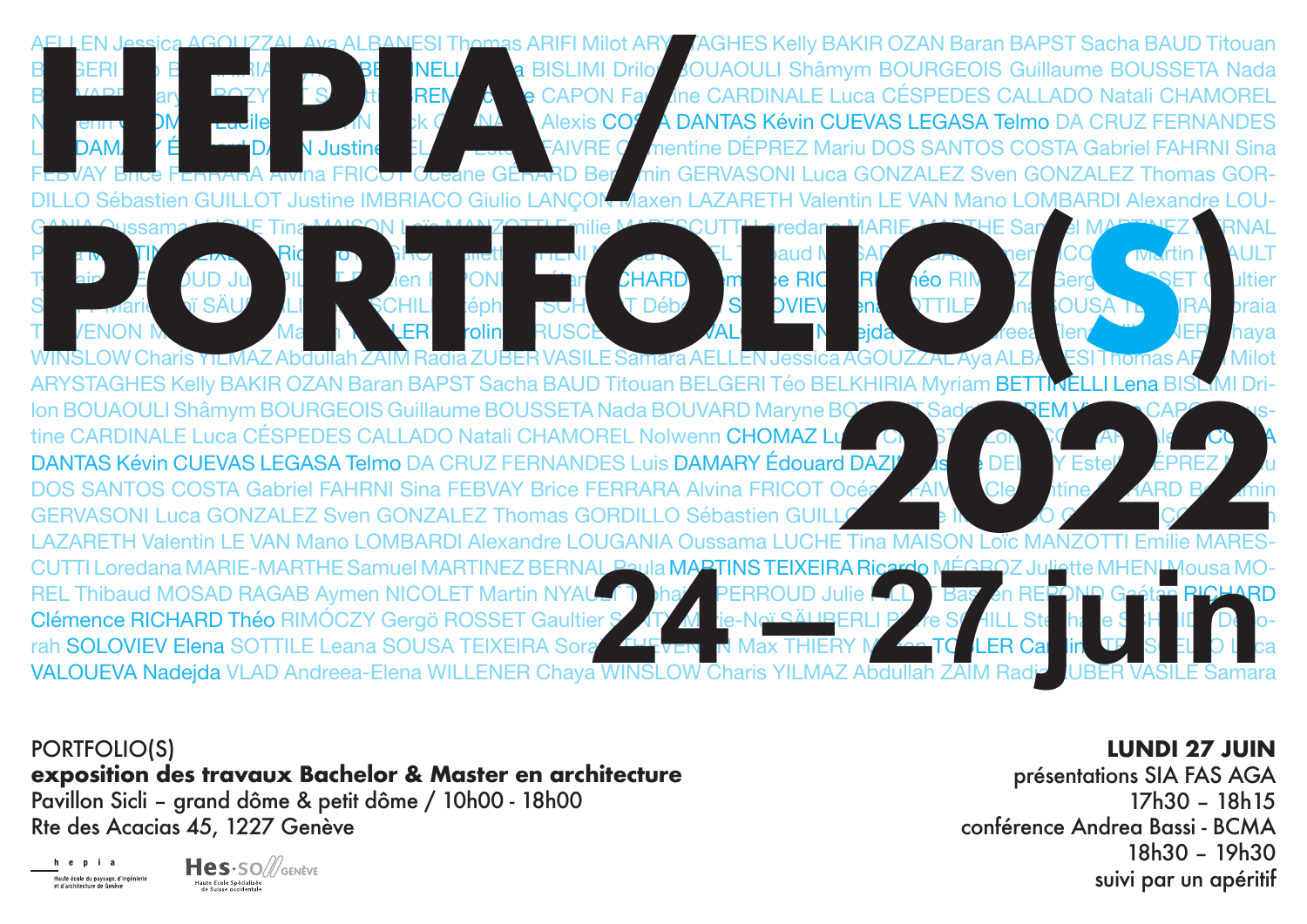# HEPIA / PORTFOLIO(S) 2022

## 24–27 juin

AELLEN Jessica AGOUZZAL Aya ALBANESI Thomas ARIFI Milot ARYSTAGHES Kelly BAKIR OZAN Baran BAPST Sacha BAUD Titouan BELGERI Téo BELKHIRIA Myriam BETTINELLI Lena BISLIMI Drilon BOUAOULI Shâmym BOURGEOIS Guillaume BOUSSETA Nada BOUVARD Maryne BOZYIGIT Sadettin BREM Vincent CAPON Faustine CARDINALE Luca CÉSPEDES CALLADO Natali CHAMOREL Nolwenn CHOMAZ Lucile CLAUSTIN Dylan COLOMBO Alexis COSTA DANTAS Kévin CUEVAS LEGASA Telmo DA CRUZ FERNANDES Luis DAMARY Édouard DAZIN Justine DELAY Estelle DE FAIVRE Clementine DÉPREZ Mariu DOS SANTOS COSTA Gabriel FAHRNI Sina FEBVAY Brice FERRARA Alvina FRICOT Océane GERARD Benjamin GERVASONI Luca GONZALEZ Sven GONZALEZ Thomas GORDILLO Sébastien GUILLOT Justine IMBRIACO Giulio LANÇON Maxen LAZARETH Valentin LE VAN Mano LOMBARDI Alexandre LOUGANIA Oussama LUCHE Tina MAISON Loïc MANZOTTI Emilie MARESCUTTI Loredana MARIE-MARTHE Samuel MARTINEZ BERNAL Paula MARTINS TEIXEIRA Ricardo MÉGROZ Juliette MHENI Mousa MOREL Thibaud MOSAD RAGAB Aymen NICOLET Martin NYAULT Tyhanie PERROUD Julie PILLET Bastien REPOND Gaétan RICHARD Clémence RICHARD Théo RIMÓCZY Gergö ROSSET Gaultier SANTY Marie-Noï SÄUBERLI Pierre SCHILL Stéphane SCHMID Déborah SOLOVIEV Elena SOTTILE Leana SOUSA TEIXEIRA Soraia THEVENON Max THIERY Marion TOLLER Carolin TRUSCELLO Luca VALOUEVA Nadejda VLAD Andreea-Elena WILLENER Chaya WINSLOW Charis YILMAZ Abdullah ZAIM Radia ZUBER VASILE Samara

PORTFOLIO(S)
**exposition des travaux Bachelor & Master en architecture**
Pavillon Sicli – grand dôme & petit dôme / 10h00 - 18h00
Rte des Acacias 45, 1227 Genève

**LUNDI 27 JUIN**
présentations SIA FAS AGA
17h30 – 18h15
conférence Andrea Bassi - BCMA
18h30 – 19h30
suivi par un apéritif

hepia
Haute école du paysage, d'ingénierie et d'architecture de Genève

Hes·SO GENÈVE
Haute Ecole Spécialisée de Suisse occidentale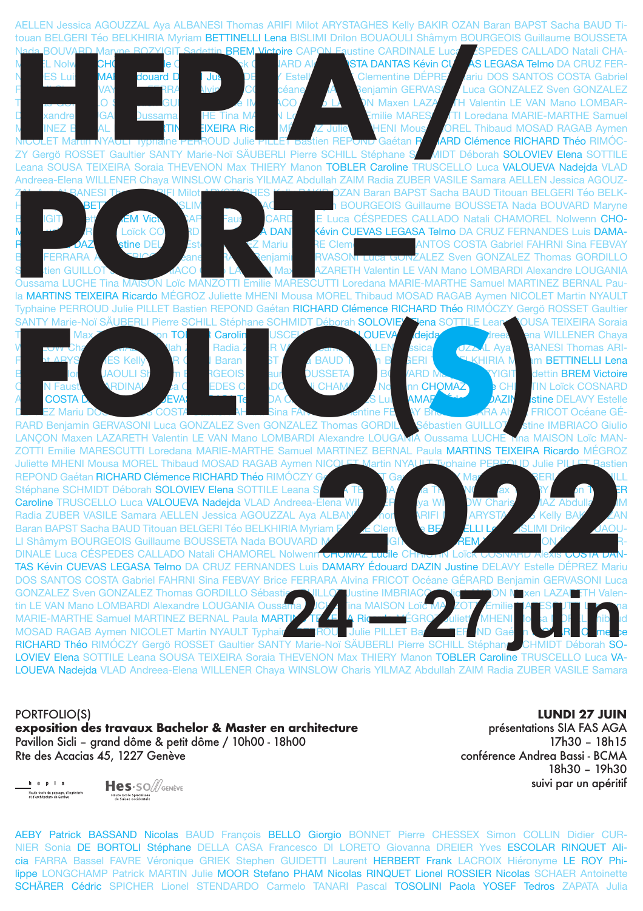# HEPIA/ PORT–FOLIO(S) 2022

## 24–27 juin

AELLEN Jessica AGOUZZAL Aya ALBANESI Thomas ARIFI Milot ARYSTAGHES Kelly BAKIR OZAN Baran BAPST Sacha BAUD Titouan BELGERI Téo BELKHIRIA Myriam BETTINELLI Lena BISLIMI Drilon BOUAOULI Shâmym BOURGEOIS Guillaume BOUSSETA Nada BOUVARD Maryne BOZYIGIT Sadettin BREM Victoire CAPON Faustine CARDINALE Luca CÉSPEDES CALLADO Natali CHAMOREL Nolwenn CHOMAZ Lucile CHRISTIN Loïck COSNARD Alexis COSTA DANTAS Kévin CUEVAS LEGASA Telmo DA CRUZ FERNANDES Luis DAMARY Édouard DAZIN Justine DELAVY Estelle DÉPREZ Mariu DOS SANTOS COSTA Gabriel FAHRNI Sina FEBVAY Brice FERRARA Alvina FRICOT Océane GÉRARD Benjamin GERVASONI Luca GONZALEZ Sven GONZALEZ Thomas GORDILLO Sébastien GUILLOT Justine IMBRIACO Giulio LANÇON Maxen LAZARETH Valentin LE VAN Mano LOMBARDI Alexandre LOUGANIA Oussama LUCHE Tina MAISON Loïc MANZOTTI Emilie MARESCUTTI Loredana MARIE-MARTHE Samuel MARTINEZ BERNAL Paula MARTINS TEIXEIRA Ricardo MÉGROZ Juliette MHENI Mousa MOREL Thibaud MOSAD RAGAB Aymen NICOLET Martin NYAULT Typhaine PERROUD Julie PILLET Bastien REPOND Gaétan RICHARD Clémence RICHARD Théo RIMÓCZY Gergö ROSSET Gaultier SANTY Marie-Noï SÄUBERLI Pierre SCHILL Stéphane SCHMIDT Déborah SOLOVIEV Elena SOTTILE Leana SOUSA TEIXEIRA Soraia THEVENON Max THIERY Manon TOBLER Caroline TRUSCELLO Luca VALOUEVA Nadejda VLAD Andreea-Elena WILLENER Chaya WINSLOW Charis YILMAZ Abdullah ZAIM Radia ZUBER VASILE Samara

PORTFOLIO(S)
**exposition des travaux Bachelor & Master en architecture**
Pavillon Sicli – grand dôme & petit dôme / 10h00 - 18h00
Rte des Acacias 45, 1227 Genève

**LUNDI 27 JUIN**
présentations SIA FAS AGA
17h30 – 18h15
conférence Andrea Bassi - BCMA
18h30 – 19h30
suivi par un apéritif

hepia – Haute école du paysage, d'ingénierie et d'architecture de Genève
Hes·so // GENÈVE – Haute Ecole Spécialisée de Suisse occidentale

AEBY Patrick BASSAND Nicolas BAUD François BELLO Giorgio BONNET Pierre CHESSEX Simon COLLIN Didier CURNIER Sonia DE BORTOLI Stéphane DELLA CASA Francesco DI LORETO Giovanna DREIER Yves ESCOLAR RINQUET Alicia FARRA Bassel FAVRE Véronique GRIEK Stephen GUIDETTI Laurent HERBERT Frank LACROIX Hiéronyme LE ROY Philippe LONGCHAMP Patrick MARTIN Julie MOOR Stefano PHAM Nicolas RINQUET Lionel ROSSIER Nicolas SCHAER Antoinette SCHÄRER Cédric SPICHER Lionel STENDARDO Carmelo TANARI Pascal TOSOLINI Paola YOSEF Tedros ZAPATA Julia